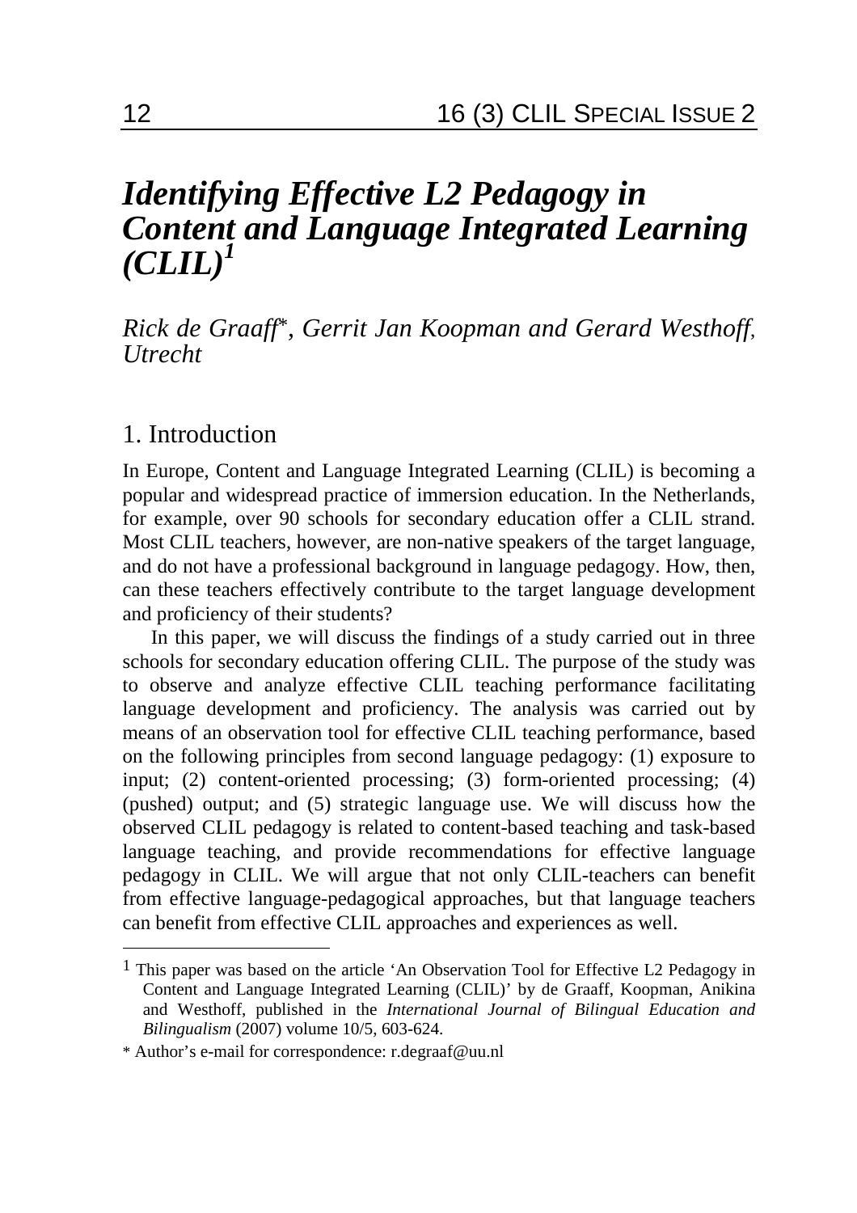# *Identifying Effective L2 Pedagogy in Content and Language Integrated Learning (CLIL)*[1]

*Rick de Graaff*[*]*, Gerrit Jan Koopman and Gerard Westhoff, Utrecht*

## 1. Introduction

In Europe, Content and Language Integrated Learning (CLIL) is becoming a popular and widespread practice of immersion education. In the Netherlands, for example, over 90 schools for secondary education offer a CLIL strand. Most CLIL teachers, however, are non-native speakers of the target language, and do not have a professional background in language pedagogy. How, then, can these teachers effectively contribute to the target language development and proficiency of their students?

In this paper, we will discuss the findings of a study carried out in three schools for secondary education offering CLIL. The purpose of the study was to observe and analyze effective CLIL teaching performance facilitating language development and proficiency. The analysis was carried out by means of an observation tool for effective CLIL teaching performance, based on the following principles from second language pedagogy: (1) exposure to input; (2) content-oriented processing; (3) form-oriented processing; (4) (pushed) output; and (5) strategic language use. We will discuss how the observed CLIL pedagogy is related to content-based teaching and task-based language teaching, and provide recommendations for effective language pedagogy in CLIL. We will argue that not only CLIL-teachers can benefit from effective language-pedagogical approaches, but that language teachers can benefit from effective CLIL approaches and experiences as well.

---

[1] This paper was based on the article 'An Observation Tool for Effective L2 Pedagogy in Content and Language Integrated Learning (CLIL)' by de Graaff, Koopman, Anikina and Westhoff, published in the *International Journal of Bilingual Education and Bilingualism* (2007) volume 10/5, 603-624.

[*] Author's e-mail for correspondence: r.degraaf@uu.nl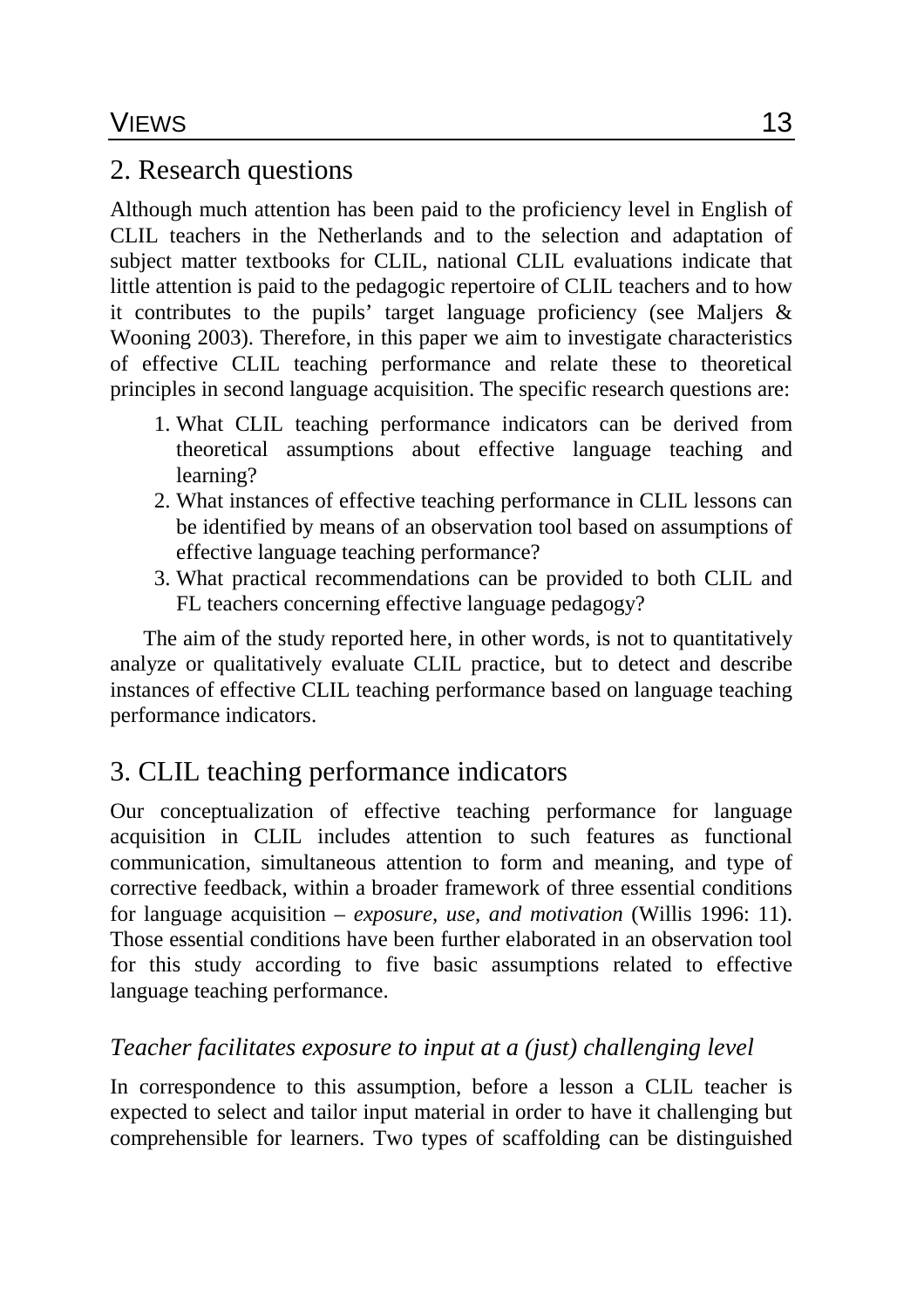## 2. Research questions

Although much attention has been paid to the proficiency level in English of CLIL teachers in the Netherlands and to the selection and adaptation of subject matter textbooks for CLIL, national CLIL evaluations indicate that little attention is paid to the pedagogic repertoire of CLIL teachers and to how it contributes to the pupils' target language proficiency (see Maljers & Wooning 2003). Therefore, in this paper we aim to investigate characteristics of effective CLIL teaching performance and relate these to theoretical principles in second language acquisition. The specific research questions are:

1. What CLIL teaching performance indicators can be derived from theoretical assumptions about effective language teaching and learning?
2. What instances of effective teaching performance in CLIL lessons can be identified by means of an observation tool based on assumptions of effective language teaching performance?
3. What practical recommendations can be provided to both CLIL and FL teachers concerning effective language pedagogy?

The aim of the study reported here, in other words, is not to quantitatively analyze or qualitatively evaluate CLIL practice, but to detect and describe instances of effective CLIL teaching performance based on language teaching performance indicators.

## 3. CLIL teaching performance indicators

Our conceptualization of effective teaching performance for language acquisition in CLIL includes attention to such features as functional communication, simultaneous attention to form and meaning, and type of corrective feedback, within a broader framework of three essential conditions for language acquisition – *exposure, use, and motivation* (Willis 1996: 11). Those essential conditions have been further elaborated in an observation tool for this study according to five basic assumptions related to effective language teaching performance.

### *Teacher facilitates exposure to input at a (just) challenging level*

In correspondence to this assumption, before a lesson a CLIL teacher is expected to select and tailor input material in order to have it challenging but comprehensible for learners. Two types of scaffolding can be distinguished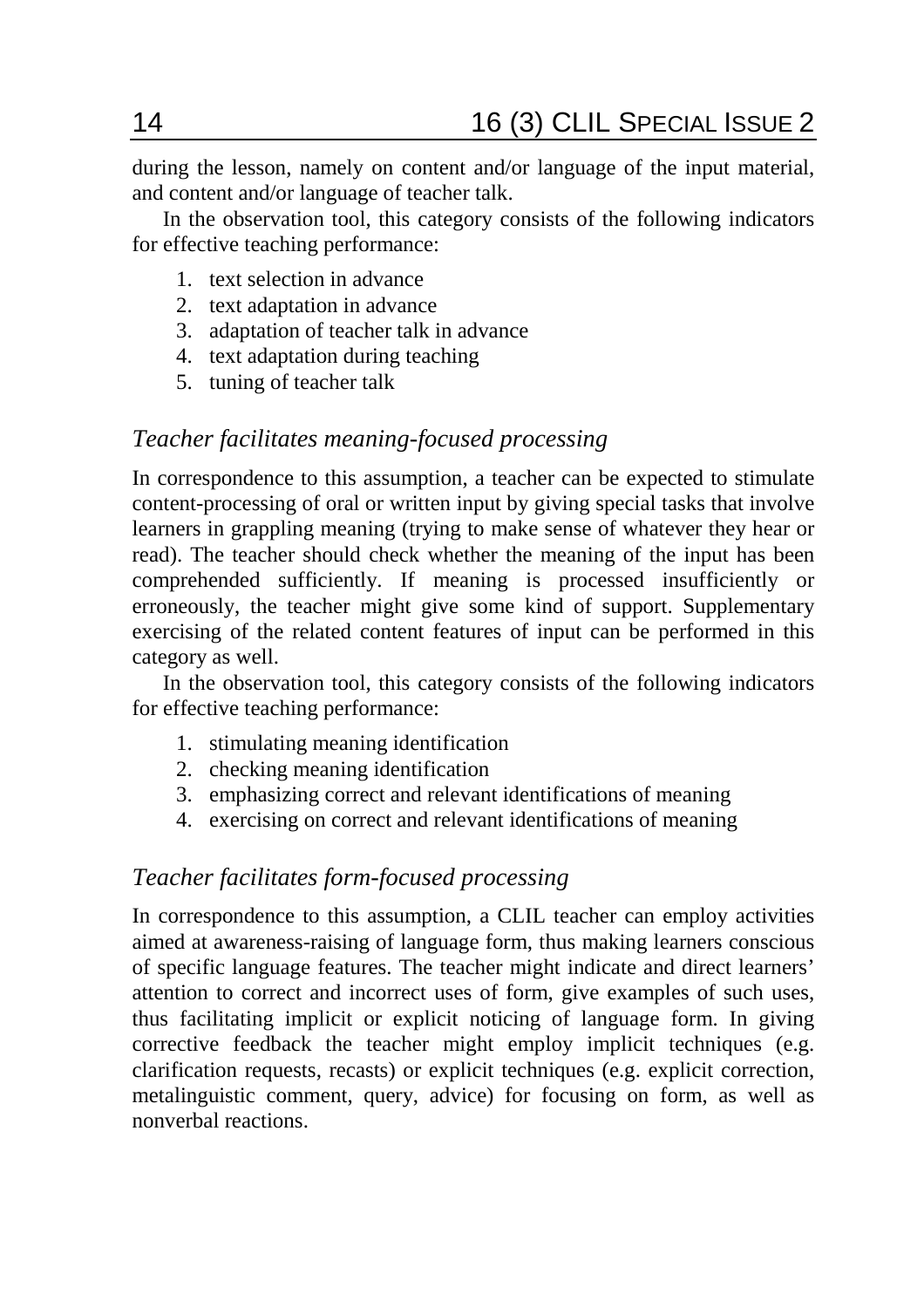during the lesson, namely on content and/or language of the input material, and content and/or language of teacher talk.

In the observation tool, this category consists of the following indicators for effective teaching performance:

1. text selection in advance
2. text adaptation in advance
3. adaptation of teacher talk in advance
4. text adaptation during teaching
5. tuning of teacher talk

### *Teacher facilitates meaning-focused processing*

In correspondence to this assumption, a teacher can be expected to stimulate content-processing of oral or written input by giving special tasks that involve learners in grappling meaning (trying to make sense of whatever they hear or read). The teacher should check whether the meaning of the input has been comprehended sufficiently. If meaning is processed insufficiently or erroneously, the teacher might give some kind of support. Supplementary exercising of the related content features of input can be performed in this category as well.

In the observation tool, this category consists of the following indicators for effective teaching performance:

1. stimulating meaning identification
2. checking meaning identification
3. emphasizing correct and relevant identifications of meaning
4. exercising on correct and relevant identifications of meaning

### *Teacher facilitates form-focused processing*

In correspondence to this assumption, a CLIL teacher can employ activities aimed at awareness-raising of language form, thus making learners conscious of specific language features. The teacher might indicate and direct learners' attention to correct and incorrect uses of form, give examples of such uses, thus facilitating implicit or explicit noticing of language form. In giving corrective feedback the teacher might employ implicit techniques (e.g. clarification requests, recasts) or explicit techniques (e.g. explicit correction, metalinguistic comment, query, advice) for focusing on form, as well as nonverbal reactions.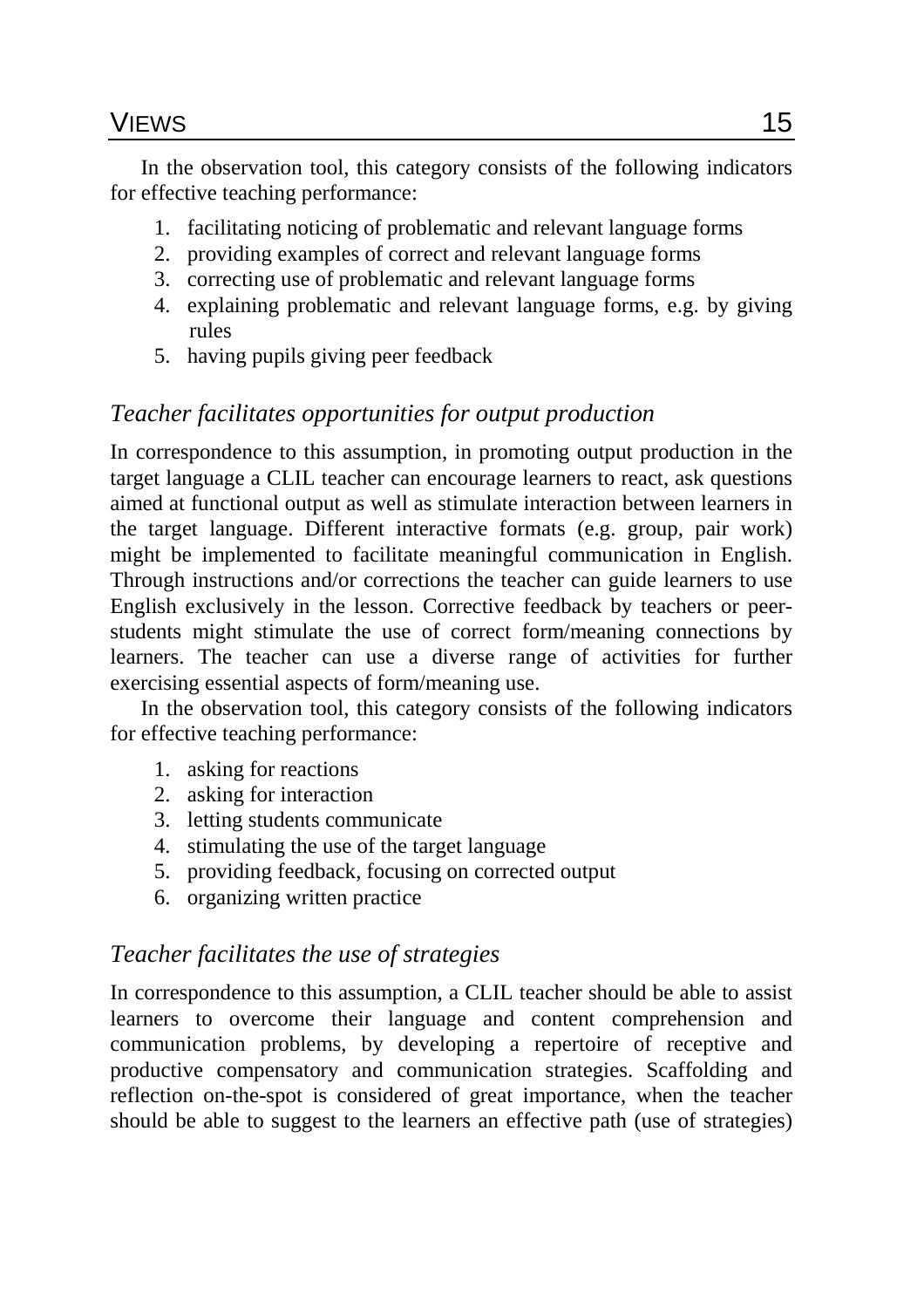In the observation tool, this category consists of the following indicators for effective teaching performance:

1. facilitating noticing of problematic and relevant language forms
2. providing examples of correct and relevant language forms
3. correcting use of problematic and relevant language forms
4. explaining problematic and relevant language forms, e.g. by giving rules
5. having pupils giving peer feedback

### *Teacher facilitates opportunities for output production*

In correspondence to this assumption, in promoting output production in the target language a CLIL teacher can encourage learners to react, ask questions aimed at functional output as well as stimulate interaction between learners in the target language. Different interactive formats (e.g. group, pair work) might be implemented to facilitate meaningful communication in English. Through instructions and/or corrections the teacher can guide learners to use English exclusively in the lesson. Corrective feedback by teachers or peer-students might stimulate the use of correct form/meaning connections by learners. The teacher can use a diverse range of activities for further exercising essential aspects of form/meaning use.

In the observation tool, this category consists of the following indicators for effective teaching performance:

1. asking for reactions
2. asking for interaction
3. letting students communicate
4. stimulating the use of the target language
5. providing feedback, focusing on corrected output
6. organizing written practice

### *Teacher facilitates the use of strategies*

In correspondence to this assumption, a CLIL teacher should be able to assist learners to overcome their language and content comprehension and communication problems, by developing a repertoire of receptive and productive compensatory and communication strategies. Scaffolding and reflection on-the-spot is considered of great importance, when the teacher should be able to suggest to the learners an effective path (use of strategies)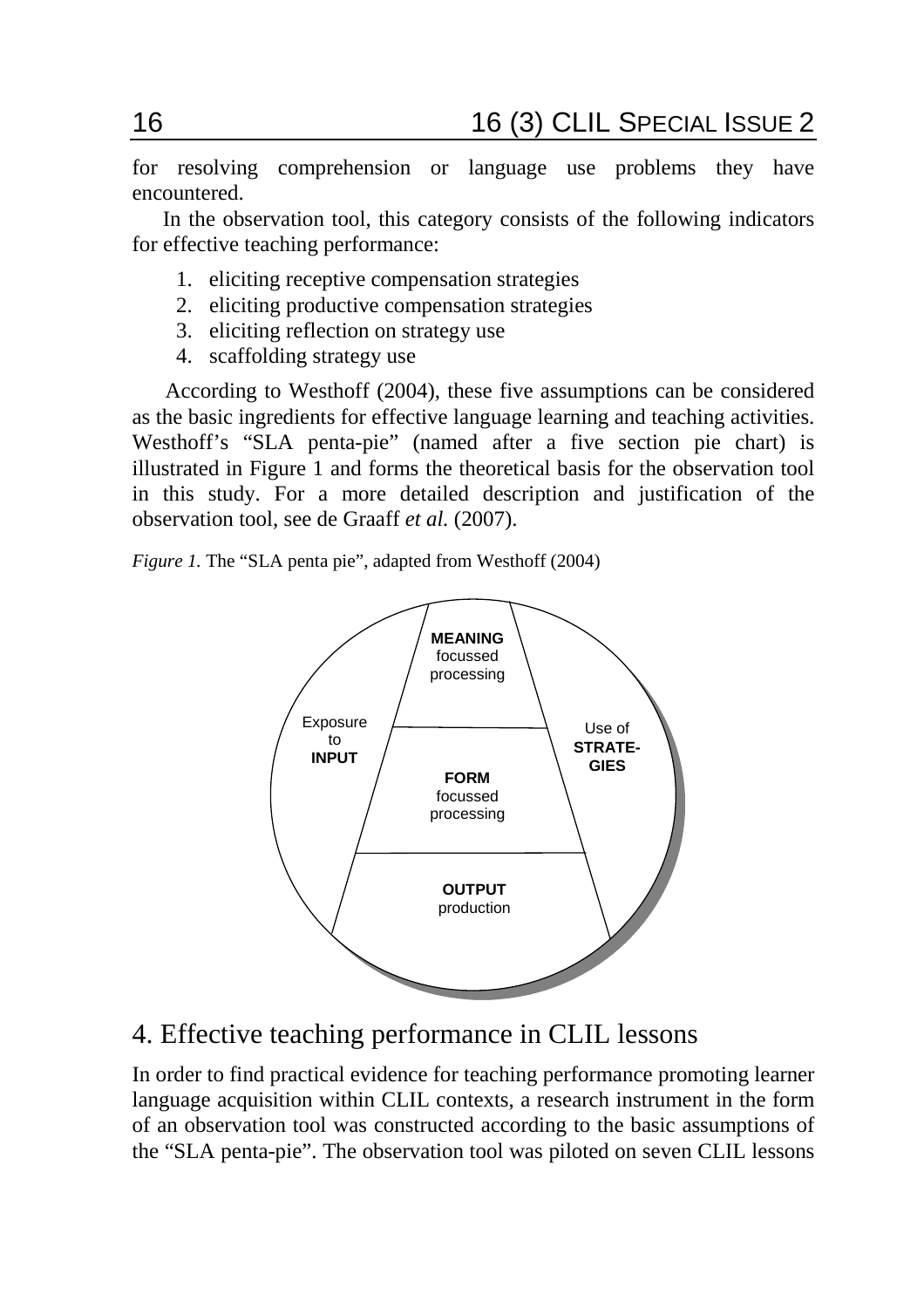for resolving comprehension or language use problems they have encountered.

In the observation tool, this category consists of the following indicators for effective teaching performance:

1. eliciting receptive compensation strategies
2. eliciting productive compensation strategies
3. eliciting reflection on strategy use
4. scaffolding strategy use

According to Westhoff (2004), these five assumptions can be considered as the basic ingredients for effective language learning and teaching activities. Westhoff's "SLA penta-pie" (named after a five section pie chart) is illustrated in Figure 1 and forms the theoretical basis for the observation tool in this study. For a more detailed description and justification of the observation tool, see de Graaff *et al.* (2007).

*Figure 1.* The "SLA penta pie", adapted from Westhoff (2004)

**MEANING** focussed processing

Exposure to **INPUT**

Use of **STRATE-GIES**

**FORM** focussed processing

**OUTPUT** production

## 4. Effective teaching performance in CLIL lessons

In order to find practical evidence for teaching performance promoting learner language acquisition within CLIL contexts, a research instrument in the form of an observation tool was constructed according to the basic assumptions of the "SLA penta-pie". The observation tool was piloted on seven CLIL lessons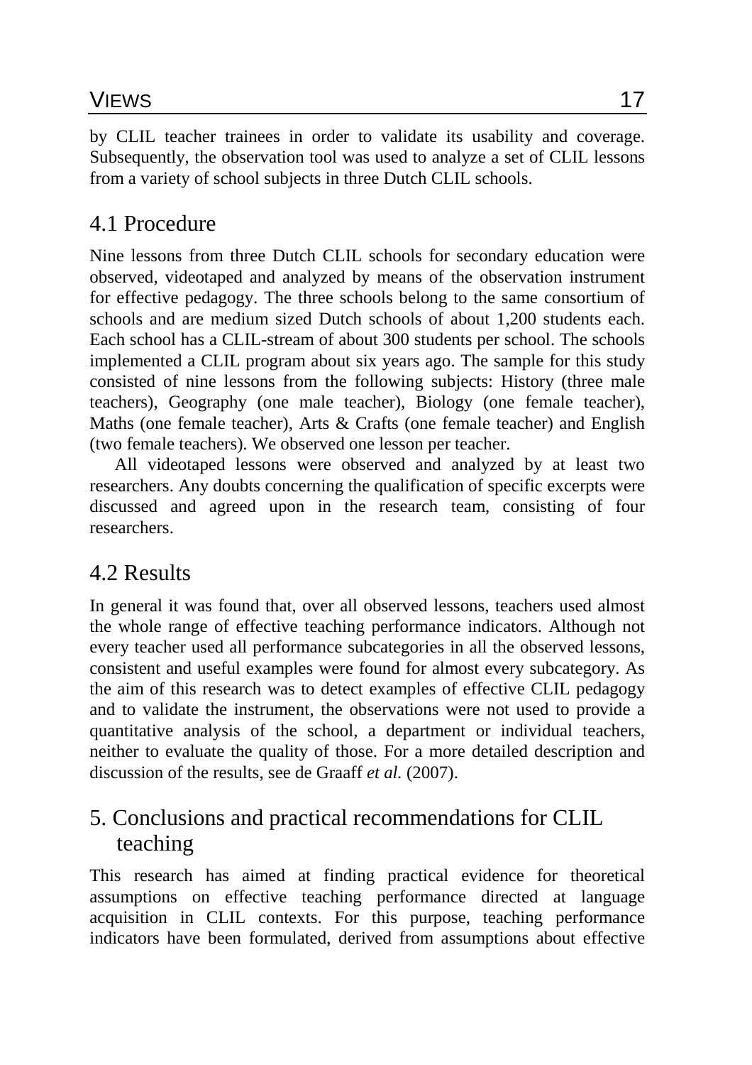by CLIL teacher trainees in order to validate its usability and coverage. Subsequently, the observation tool was used to analyze a set of CLIL lessons from a variety of school subjects in three Dutch CLIL schools.

## 4.1 Procedure

Nine lessons from three Dutch CLIL schools for secondary education were observed, videotaped and analyzed by means of the observation instrument for effective pedagogy. The three schools belong to the same consortium of schools and are medium sized Dutch schools of about 1,200 students each. Each school has a CLIL-stream of about 300 students per school. The schools implemented a CLIL program about six years ago. The sample for this study consisted of nine lessons from the following subjects: History (three male teachers), Geography (one male teacher), Biology (one female teacher), Maths (one female teacher), Arts & Crafts (one female teacher) and English (two female teachers). We observed one lesson per teacher.

All videotaped lessons were observed and analyzed by at least two researchers. Any doubts concerning the qualification of specific excerpts were discussed and agreed upon in the research team, consisting of four researchers.

## 4.2 Results

In general it was found that, over all observed lessons, teachers used almost the whole range of effective teaching performance indicators. Although not every teacher used all performance subcategories in all the observed lessons, consistent and useful examples were found for almost every subcategory. As the aim of this research was to detect examples of effective CLIL pedagogy and to validate the instrument, the observations were not used to provide a quantitative analysis of the school, a department or individual teachers, neither to evaluate the quality of those. For a more detailed description and discussion of the results, see de Graaff *et al.* (2007).

# 5. Conclusions and practical recommendations for CLIL teaching

This research has aimed at finding practical evidence for theoretical assumptions on effective teaching performance directed at language acquisition in CLIL contexts. For this purpose, teaching performance indicators have been formulated, derived from assumptions about effective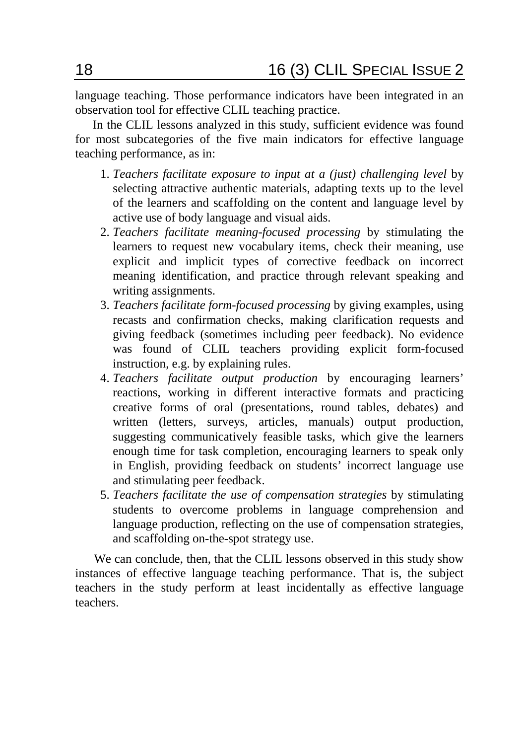language teaching. Those performance indicators have been integrated in an observation tool for effective CLIL teaching practice.

In the CLIL lessons analyzed in this study, sufficient evidence was found for most subcategories of the five main indicators for effective language teaching performance, as in:

1. *Teachers facilitate exposure to input at a (just) challenging level* by selecting attractive authentic materials, adapting texts up to the level of the learners and scaffolding on the content and language level by active use of body language and visual aids.
2. *Teachers facilitate meaning-focused processing* by stimulating the learners to request new vocabulary items, check their meaning, use explicit and implicit types of corrective feedback on incorrect meaning identification, and practice through relevant speaking and writing assignments.
3. *Teachers facilitate form-focused processing* by giving examples, using recasts and confirmation checks, making clarification requests and giving feedback (sometimes including peer feedback). No evidence was found of CLIL teachers providing explicit form-focused instruction, e.g. by explaining rules.
4. *Teachers facilitate output production* by encouraging learners' reactions, working in different interactive formats and practicing creative forms of oral (presentations, round tables, debates) and written (letters, surveys, articles, manuals) output production, suggesting communicatively feasible tasks, which give the learners enough time for task completion, encouraging learners to speak only in English, providing feedback on students' incorrect language use and stimulating peer feedback.
5. *Teachers facilitate the use of compensation strategies* by stimulating students to overcome problems in language comprehension and language production, reflecting on the use of compensation strategies, and scaffolding on-the-spot strategy use.

We can conclude, then, that the CLIL lessons observed in this study show instances of effective language teaching performance. That is, the subject teachers in the study perform at least incidentally as effective language teachers.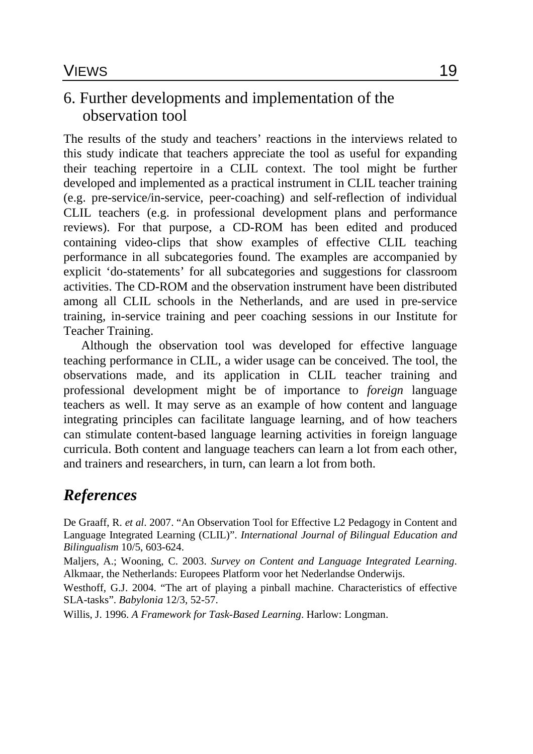## 6. Further developments and implementation of the observation tool

The results of the study and teachers' reactions in the interviews related to this study indicate that teachers appreciate the tool as useful for expanding their teaching repertoire in a CLIL context. The tool might be further developed and implemented as a practical instrument in CLIL teacher training (e.g. pre-service/in-service, peer-coaching) and self-reflection of individual CLIL teachers (e.g. in professional development plans and performance reviews). For that purpose, a CD-ROM has been edited and produced containing video-clips that show examples of effective CLIL teaching performance in all subcategories found. The examples are accompanied by explicit 'do-statements' for all subcategories and suggestions for classroom activities. The CD-ROM and the observation instrument have been distributed among all CLIL schools in the Netherlands, and are used in pre-service training, in-service training and peer coaching sessions in our Institute for Teacher Training.

Although the observation tool was developed for effective language teaching performance in CLIL, a wider usage can be conceived. The tool, the observations made, and its application in CLIL teacher training and professional development might be of importance to *foreign* language teachers as well. It may serve as an example of how content and language integrating principles can facilitate language learning, and of how teachers can stimulate content-based language learning activities in foreign language curricula. Both content and language teachers can learn a lot from each other, and trainers and researchers, in turn, can learn a lot from both.

## *References*

De Graaff, R. *et al*. 2007. "An Observation Tool for Effective L2 Pedagogy in Content and Language Integrated Learning (CLIL)". *International Journal of Bilingual Education and Bilingualism* 10/5, 603-624.

Maljers, A.; Wooning, C. 2003. *Survey on Content and Language Integrated Learning*. Alkmaar, the Netherlands: Europees Platform voor het Nederlandse Onderwijs.

Westhoff, G.J. 2004. "The art of playing a pinball machine. Characteristics of effective SLA-tasks". *Babylonia* 12/3, 52-57.

Willis, J. 1996. *A Framework for Task-Based Learning*. Harlow: Longman.